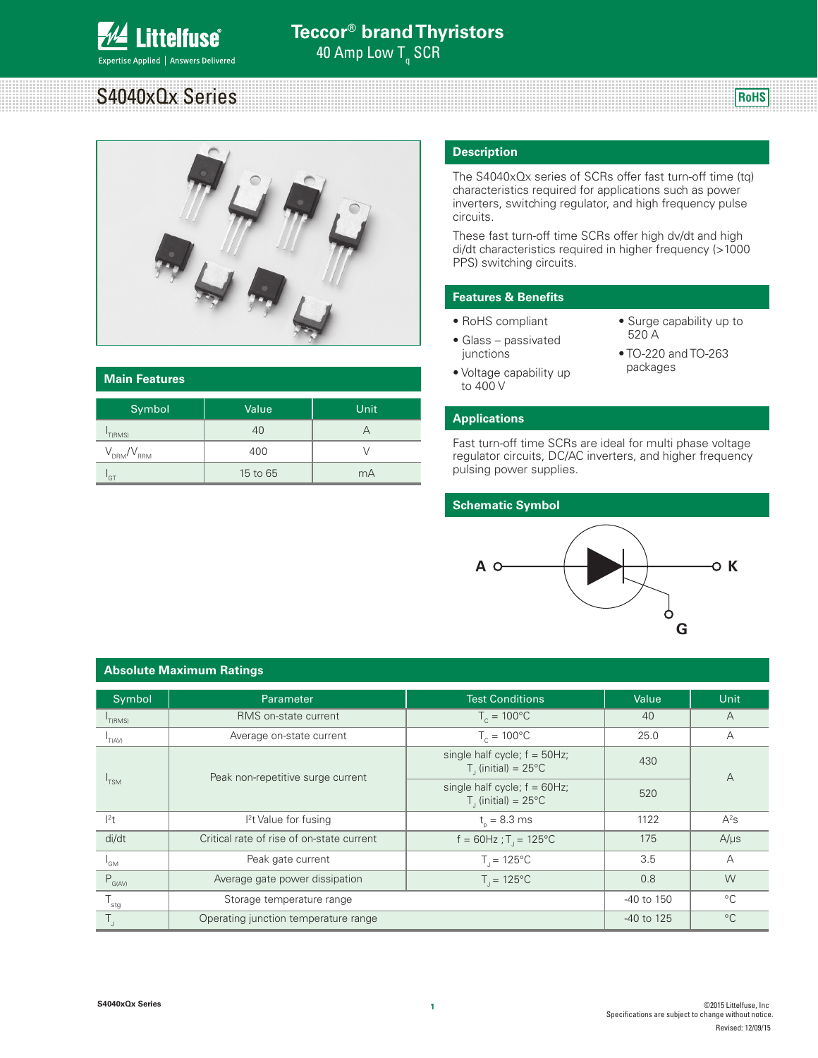# Teccor® brand Thyristors

40 Amp Low $T_q$ SCR

## S4040xQx Series

RoHS

## Main Features

| Symbol | Value | Unit |
|---|---|---|
| $I_{T(RMS)}$ | 40 | A |
| $V_{DRM}/V_{RRM}$ | 400 | V |
| $I_{GT}$ | 15 to 65 | mA |

## Description

The S4040xQx series of SCRs offer fast turn-off time (tq) characteristics required for applications such as power inverters, switching regulator, and high frequency pulse circuits.

These fast turn-off time SCRs offer high dv/dt and high di/dt characteristics required in higher frequency (>1000 PPS) switching circuits.

## Features & Benefits

- RoHS compliant
- Glass – passivated junctions
- Voltage capability up to 400 V
- Surge capability up to 520 A
- TO-220 and TO-263 packages

## Applications

Fast turn-off time SCRs are ideal for multi phase voltage regulator circuits, DC/AC inverters, and higher frequency pulsing power supplies.

## Schematic Symbol

A K G

## Absolute Maximum Ratings

| Symbol | Parameter | Test Conditions | Value | Unit |
|---|---|---|---|---|
| $I_{T(RMS)}$ | RMS on-state current | $T_C$ = 100°C | 40 | A |
| $I_{T(AV)}$ | Average on-state current | $T_C$ = 100°C | 25.0 | A |
| $I_{TSM}$ | Peak non-repetitive surge current | single half cycle; f = 50Hz; $T_J$ (initial) = 25°C | 430 | A |
| | | single half cycle; f = 60Hz; $T_J$ (initial) = 25°C | 520 | |
| $I^2t$ | $I^2t$ Value for fusing | $t_p$ = 8.3 ms | 1122 | $A^2s$ |
| di/dt | Critical rate of rise of on-state current | f = 60Hz ; $T_J$ = 125°C | 175 | A/μs |
| $I_{GM}$ | Peak gate current | $T_J$ = 125°C | 3.5 | A |
| $P_{G(AV)}$ | Average gate power dissipation | $T_J$ = 125°C | 0.8 | W |
| $T_{stg}$ | Storage temperature range | | -40 to 150 | °C |
| $T_J$ | Operating junction temperature range | | -40 to 125 | °C |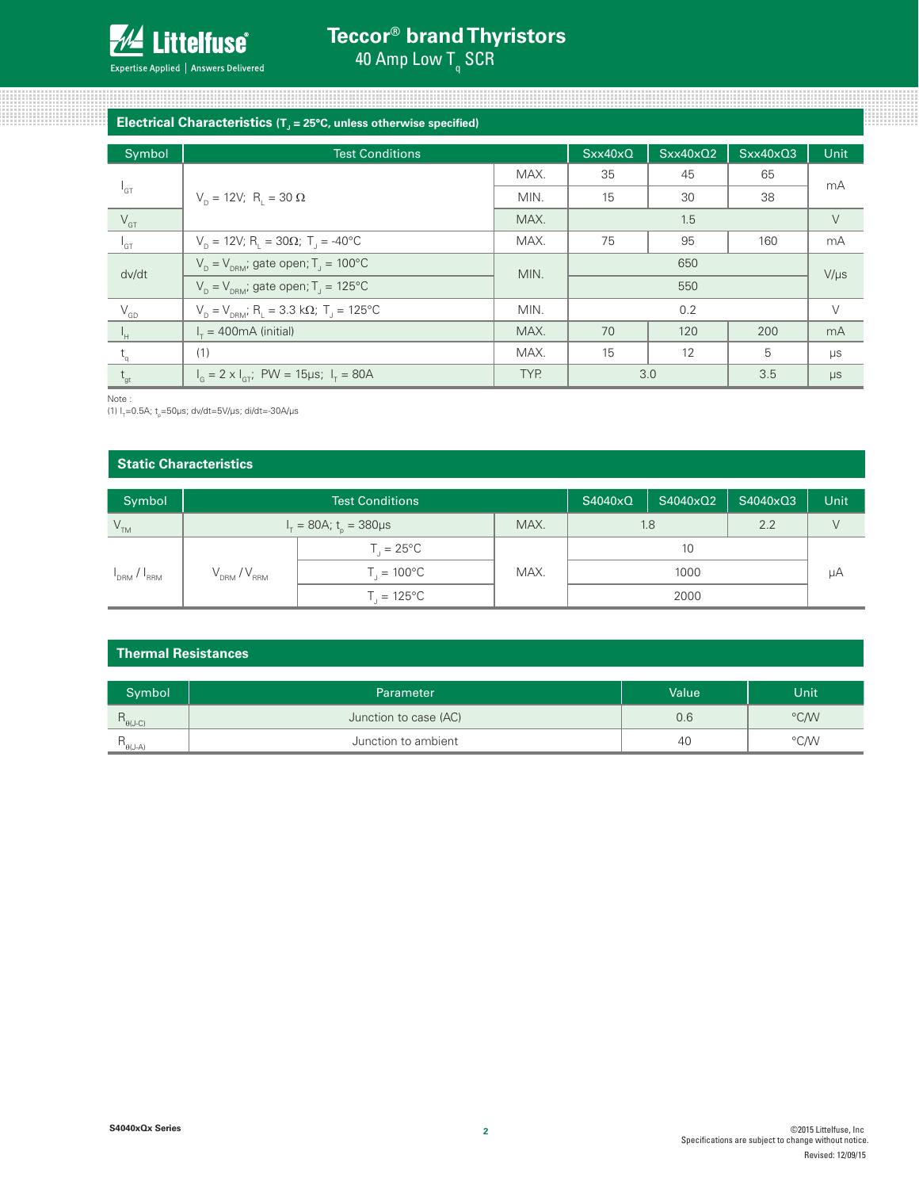## Electrical Characteristics ($T_J$ = 25°C, unless otherwise specified)

| Symbol | Test Conditions | | Sxx40xQ | Sxx40xQ2 | Sxx40xQ3 | Unit |
|---|---|---|---|---|---|---|
| $I_{GT}$ | $V_D$ = 12V; $R_L$ = 30 Ω | MAX. | 35 | 45 | 65 | mA |
| | | MIN. | 15 | 30 | 38 | |
| $V_{GT}$ | | MAX. | 1.5 | | | V |
| $I_{GT}$ | $V_D$ = 12V; $R_L$ = 30Ω; $T_J$ = -40°C | MAX. | 75 | 95 | 160 | mA |
| dv/dt | $V_D = V_{DRM}$; gate open; $T_J$ = 100°C | MIN. | 650 | | | V/µs |
| | $V_D = V_{DRM}$; gate open; $T_J$ = 125°C | | 550 | | | |
| $V_{GD}$ | $V_D = V_{DRM}$; $R_L$ = 3.3 kΩ; $T_J$ = 125°C | MIN. | 0.2 | | | V |
| $I_H$ | $I_T$ = 400mA (initial) | MAX. | 70 | 120 | 200 | mA |
| $t_q$ | (1) | MAX. | 15 | 12 | 5 | µs |
| $t_{gt}$ | $I_G$ = 2 x $I_{GT}$; PW = 15µs; $I_T$ = 80A | TYP. | 3.0 | | 3.5 | µs |

Note :
(1) $I_T$=0.5A; $t_p$=50µs; dv/dt=5V/µs; di/dt=-30A/µs

## Static Characteristics

| Symbol | Test Conditions | | | S4040xQ | S4040xQ2 | S4040xQ3 | Unit |
|---|---|---|---|---|---|---|---|
| $V_{TM}$ | $I_T$ = 80A; $t_p$ = 380µs | | MAX. | 1.8 | | 2.2 | V |
| $I_{DRM}$ / $I_{RRM}$ | $V_{DRM}$ / $V_{RRM}$ | $T_J$ = 25°C | MAX. | 10 | | | µA |
| | | $T_J$ = 100°C | | 1000 | | | |
| | | $T_J$ = 125°C | | 2000 | | | |

## Thermal Resistances

| Symbol | Parameter | Value | Unit |
|---|---|---|---|
| $R_{\theta(J-C)}$ | Junction to case (AC) | 0.6 | °C/W |
| $R_{\theta(J-A)}$ | Junction to ambient | 40 | °C/W |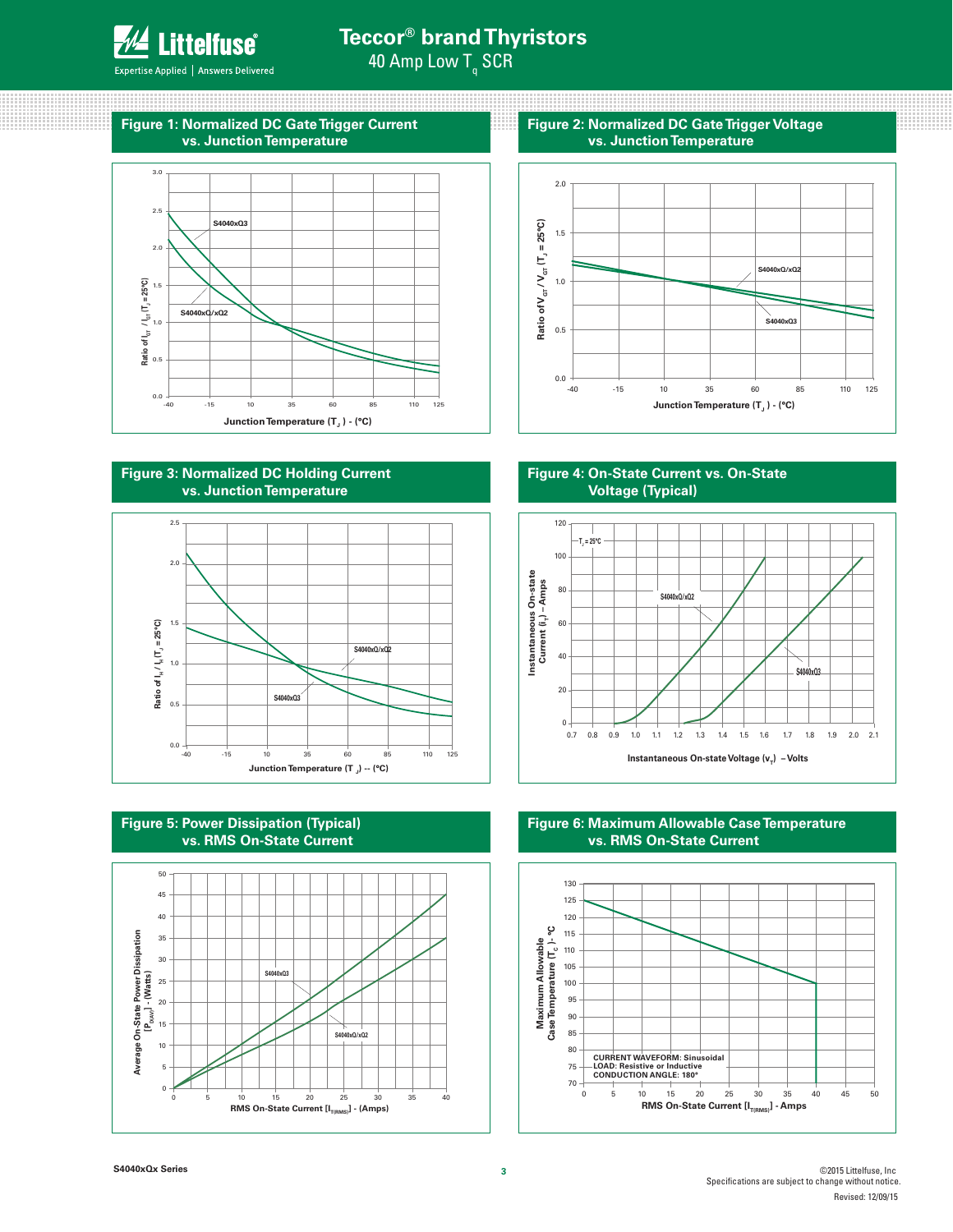## Figure 1: Normalized DC Gate Trigger Current vs. Junction Temperature

S4040xQ3

S4040xQ/xQ2

Ratio of $I_{GT}$ / $I_{GT}$ ($T_J$ = 25°C)

Junction Temperature ($T_J$) - (°C)

## Figure 2: Normalized DC Gate Trigger Voltage vs. Junction Temperature

S4040xQ/xQ2

S4040xQ3

Ratio of $V_{GT}$ / $V_{GT}$ ($T_J$ = 25°C)

Junction Temperature ($T_J$) - (°C)

## Figure 3: Normalized DC Holding Current vs. Junction Temperature

S4040xQ/xQ2

S4040xQ3

Ratio of $I_H$ / $I_H$ ($T_J$ = 25°C)

Junction Temperature ($T_J$) -- (°C)

## Figure 4: On-State Current vs. On-State Voltage (Typical)

$T_J$ = 25°C

S4040xQ/xQ2

S4040xQ3

Instantaneous On-state Current ($i_T$) – Amps

Instantaneous On-state Voltage ($v_T$) – Volts

## Figure 5: Power Dissipation (Typical) vs. RMS On-State Current

S4040xQ3

S4040xQ/xQ2

Average On-State Power Dissipation [$P_{D(AV)}$] - (Watts)

RMS On-State Current [$I_{T(RMS)}$] - (Amps)

## Figure 6: Maximum Allowable Case Temperature vs. RMS On-State Current

CURRENT WAVEFORM: Sinusoidal
LOAD: Resistive or Inductive
CONDUCTION ANGLE: 180°

Maximum Allowable Case Temperature ($T_C$) - °C

RMS On-State Current [$I_{T(RMS)}$] - Amps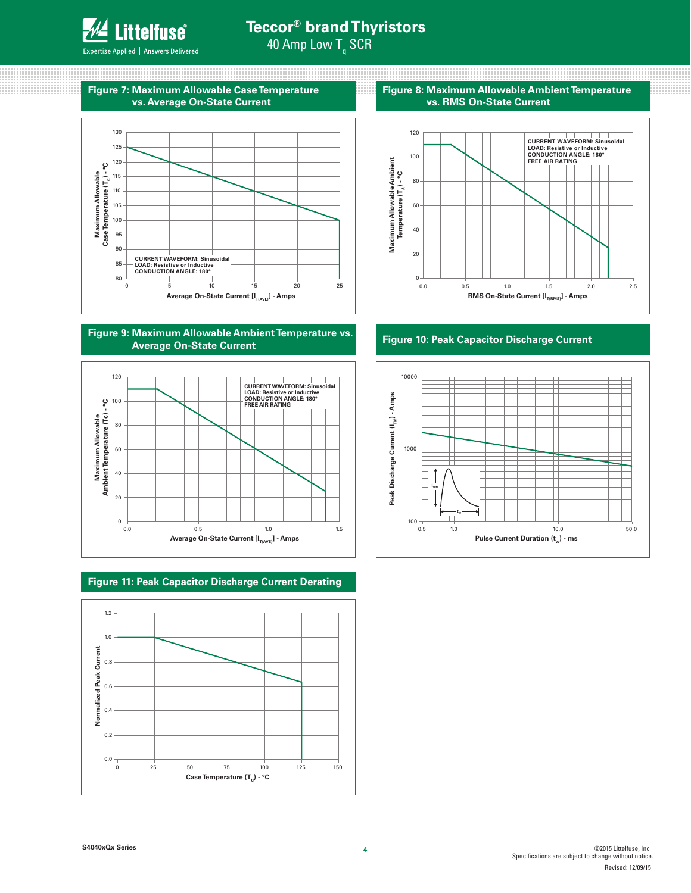## Figure 7: Maximum Allowable Case Temperature vs. Average On-State Current

CURRENT WAVEFORM: Sinusoidal
LOAD: Resistive or Inductive
CONDUCTION ANGLE: 180°

Maximum Allowable Case Temperature ($T_C$) - °C

Average On-State Current [$I_{T(AVE)}$] - Amps

## Figure 8: Maximum Allowable Ambient Temperature vs. RMS On-State Current

CURRENT WAVEFORM: Sinusoidal
LOAD: Resistive or Inductive
CONDUCTION ANGLE: 180°
FREE AIR RATING

Maximum Allowable Ambient Temperature ($T_A$) - °C

RMS On-State Current [$I_{T(RMS)}$] - Amps

## Figure 9: Maximum Allowable Ambient Temperature vs. Average On-State Current

CURRENT WAVEFORM: Sinusoidal
LOAD: Resistive or Inductive
CONDUCTION ANGLE: 180°
FREE AIR RATING

Maximum Allowable Ambient Temperature (Tc) - °C

Average On-State Current [$I_{T(AVE)}$] - Amps

## Figure 10: Peak Capacitor Discharge Current

Peak Discharge Current ($I_{TM}$) - Amps

Pulse Current Duration ($t_w$) - ms

## Figure 11: Peak Capacitor Discharge Current Derating

Normalized Peak Current

Case Temperature ($T_C$) - °C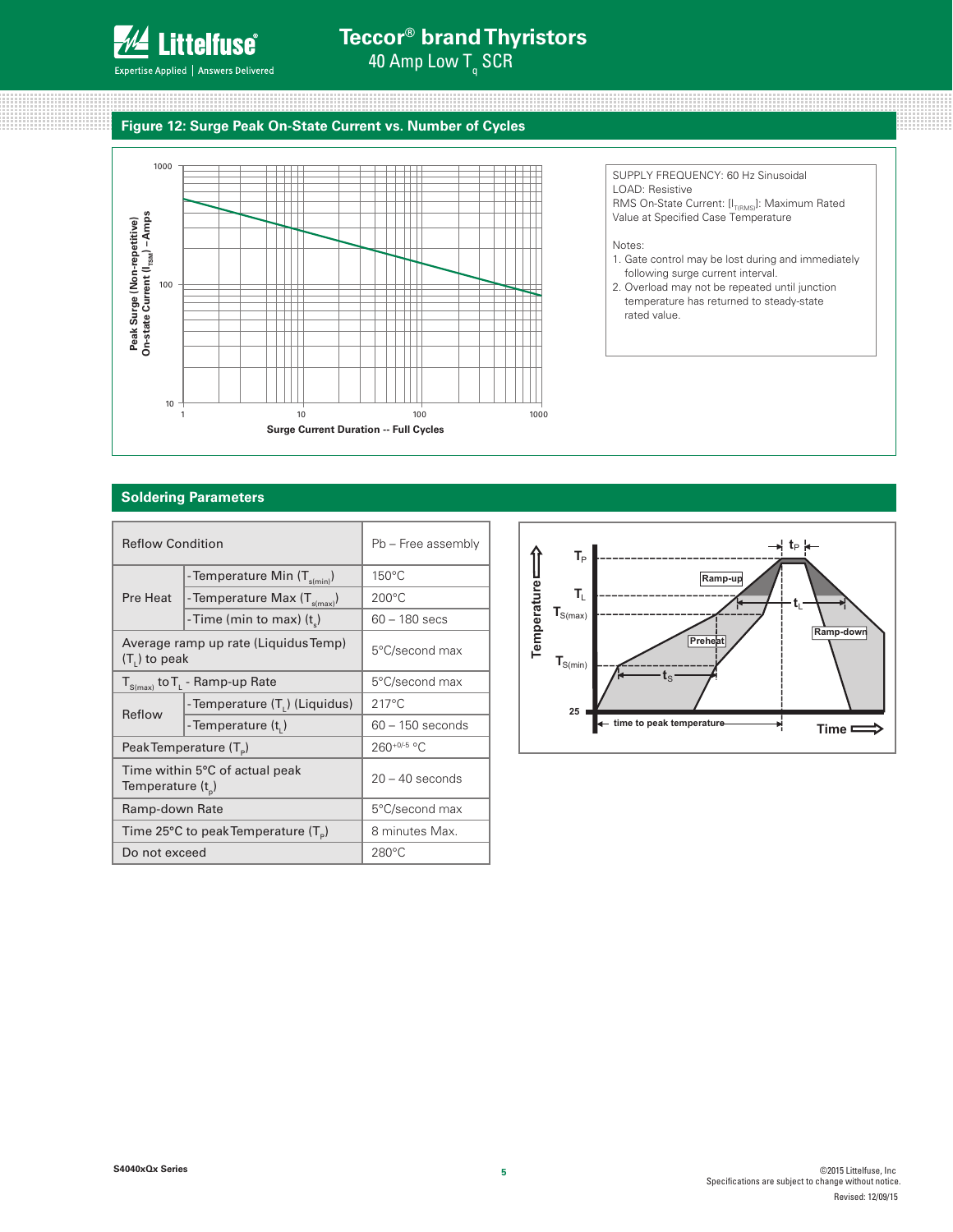## Figure 12: Surge Peak On-State Current vs. Number of Cycles

SUPPLY FREQUENCY: 60 Hz Sinusoidal
LOAD: Resistive
RMS On-State Current: $[I_{T(RMS)}]$: Maximum Rated Value at Specified Case Temperature

Notes:

1. Gate control may be lost during and immediately following surge current interval.
2. Overload may not be repeated until junction temperature has returned to steady-state rated value.

## Soldering Parameters

| Reflow Condition | | Pb – Free assembly |
|---|---|---|
| Pre Heat | - Temperature Min ($T_{s(min)}$) | 150°C |
| | - Temperature Max ($T_{s(max)}$) | 200°C |
| | - Time (min to max) ($t_s$) | 60 – 180 secs |
| Average ramp up rate (Liquidus Temp) ($T_L$) to peak | | 5°C/second max |
| $T_{S(max)}$ to $T_L$ - Ramp-up Rate | | 5°C/second max |
| Reflow | - Temperature ($T_L$) (Liquidus) | 217°C |
| | - Temperature ($t_L$) | 60 – 150 seconds |
| Peak Temperature ($T_P$) | | $260^{+0/-5}$ °C |
| Time within 5°C of actual peak Temperature ($t_p$) | | 20 – 40 seconds |
| Ramp-down Rate | | 5°C/second max |
| Time 25°C to peak Temperature ($T_P$) | | 8 minutes Max. |
| Do not exceed | | 280°C |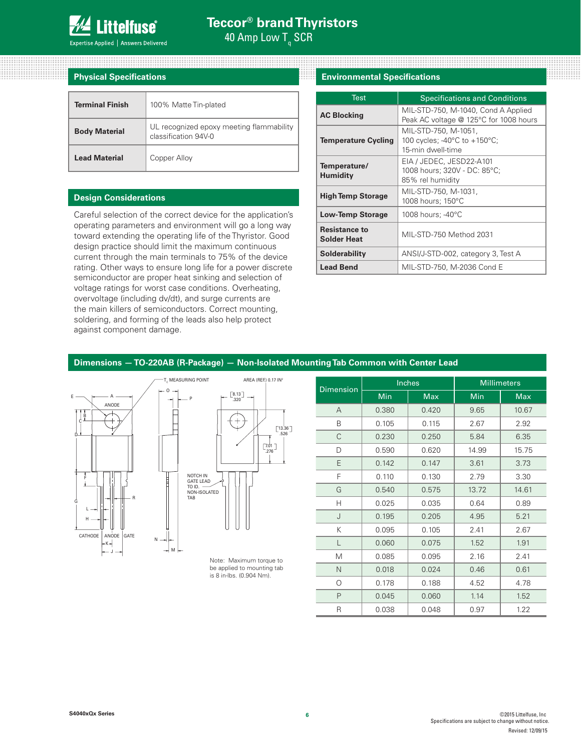## Physical Specifications

| | |
|---|---|
| **Terminal Finish** | 100% Matte Tin-plated |
| **Body Material** | UL recognized epoxy meeting flammability classification 94V-0 |
| **Lead Material** | Copper Alloy |

## Design Considerations

Careful selection of the correct device for the application's operating parameters and environment will go a long way toward extending the operating life of the Thyristor. Good design practice should limit the maximum continuous current through the main terminals to 75% of the device rating. Other ways to ensure long life for a power discrete semiconductor are proper heat sinking and selection of voltage ratings for worst case conditions. Overheating, overvoltage (including dv/dt), and surge currents are the main killers of semiconductors. Correct mounting, soldering, and forming of the leads also help protect against component damage.

## Environmental Specifications

| Test | Specifications and Conditions |
|---|---|
| **AC Blocking** | MIL-STD-750, M-1040, Cond A Applied Peak AC voltage @ 125°C for 1008 hours |
| **Temperature Cycling** | MIL-STD-750, M-1051, 100 cycles; -40°C to +150°C; 15-min dwell-time |
| **Temperature/ Humidity** | EIA / JEDEC, JESD22-A101 1008 hours; 320V - DC: 85°C; 85% rel humidity |
| **High Temp Storage** | MIL-STD-750, M-1031, 1008 hours; 150°C |
| **Low-Temp Storage** | 1008 hours; -40°C |
| **Resistance to Solder Heat** | MIL-STD-750 Method 2031 |
| **Solderability** | ANSI/J-STD-002, category 3, Test A |
| **Lead Bend** | MIL-STD-750, M-2036 Cond E |

## Dimensions — TO-220AB (R-Package) — Non-Isolated Mounting Tab Common with Center Lead

$T_C$ MEASURING POINT

AREA (REF) 0.17 IN²

NOTCH IN GATE LEAD TO ID. NON-ISOLATED TAB

CATHODE ANODE GATE

Note: Maximum torque to be applied to mounting tab is 8 in-lbs. (0.904 Nm).

| Dimension | Inches | | Millimeters | |
|---|---|---|---|---|
| | Min | Max | Min | Max |
| A | 0.380 | 0.420 | 9.65 | 10.67 |
| B | 0.105 | 0.115 | 2.67 | 2.92 |
| C | 0.230 | 0.250 | 5.84 | 6.35 |
| D | 0.590 | 0.620 | 14.99 | 15.75 |
| E | 0.142 | 0.147 | 3.61 | 3.73 |
| F | 0.110 | 0.130 | 2.79 | 3.30 |
| G | 0.540 | 0.575 | 13.72 | 14.61 |
| H | 0.025 | 0.035 | 0.64 | 0.89 |
| J | 0.195 | 0.205 | 4.95 | 5.21 |
| K | 0.095 | 0.105 | 2.41 | 2.67 |
| L | 0.060 | 0.075 | 1.52 | 1.91 |
| M | 0.085 | 0.095 | 2.16 | 2.41 |
| N | 0.018 | 0.024 | 0.46 | 0.61 |
| O | 0.178 | 0.188 | 4.52 | 4.78 |
| P | 0.045 | 0.060 | 1.14 | 1.52 |
| R | 0.038 | 0.048 | 0.97 | 1.22 |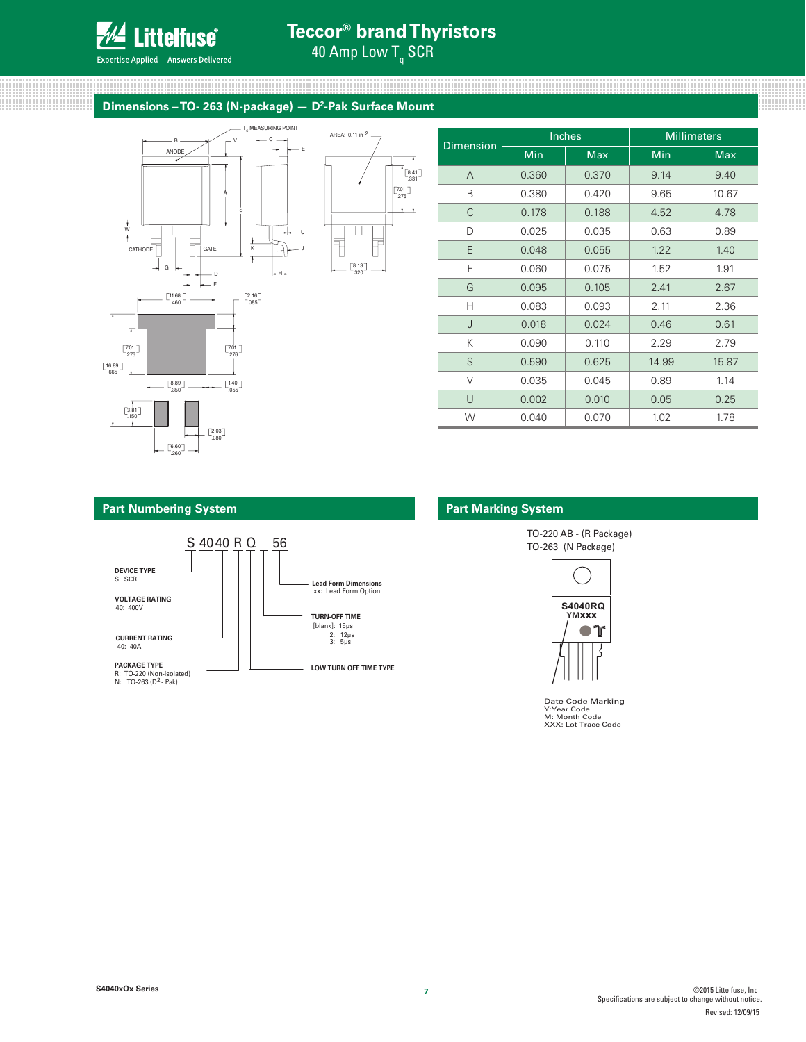## Dimensions – TO- 263 (N-package) — D²-Pak Surface Mount

| Dimension | Inches | | Millimeters | |
|---|---|---|---|---|
| | Min | Max | Min | Max |
| A | 0.360 | 0.370 | 9.14 | 9.40 |
| B | 0.380 | 0.420 | 9.65 | 10.67 |
| C | 0.178 | 0.188 | 4.52 | 4.78 |
| D | 0.025 | 0.035 | 0.63 | 0.89 |
| E | 0.048 | 0.055 | 1.22 | 1.40 |
| F | 0.060 | 0.075 | 1.52 | 1.91 |
| G | 0.095 | 0.105 | 2.41 | 2.67 |
| H | 0.083 | 0.093 | 2.11 | 2.36 |
| J | 0.018 | 0.024 | 0.46 | 0.61 |
| K | 0.090 | 0.110 | 2.29 | 2.79 |
| S | 0.590 | 0.625 | 14.99 | 15.87 |
| V | 0.035 | 0.045 | 0.89 | 1.14 |
| U | 0.002 | 0.010 | 0.05 | 0.25 |
| W | 0.040 | 0.070 | 1.02 | 1.78 |

## Part Numbering System

S 40 40 R Q 56

- **DEVICE TYPE** — S: SCR
- **VOLTAGE RATING** — 40: 400V
- **CURRENT RATING** — 40: 40A
- **PACKAGE TYPE** — R: TO-220 (Non-isolated); N: TO-263 (D²- Pak)
- **LOW TURN OFF TIME TYPE**
- **TURN-OFF TIME** — [blank]: 15µs; 2: 12µs; 3: 5µs
- **Lead Form Dimensions** — xx: Lead Form Option

## Part Marking System

TO-220 AB - (R Package)
TO-263 (N Package)

S4040RQ
YMxxx

Date Code Marking
Y:Year Code
M: Month Code
XXX: Lot Trace Code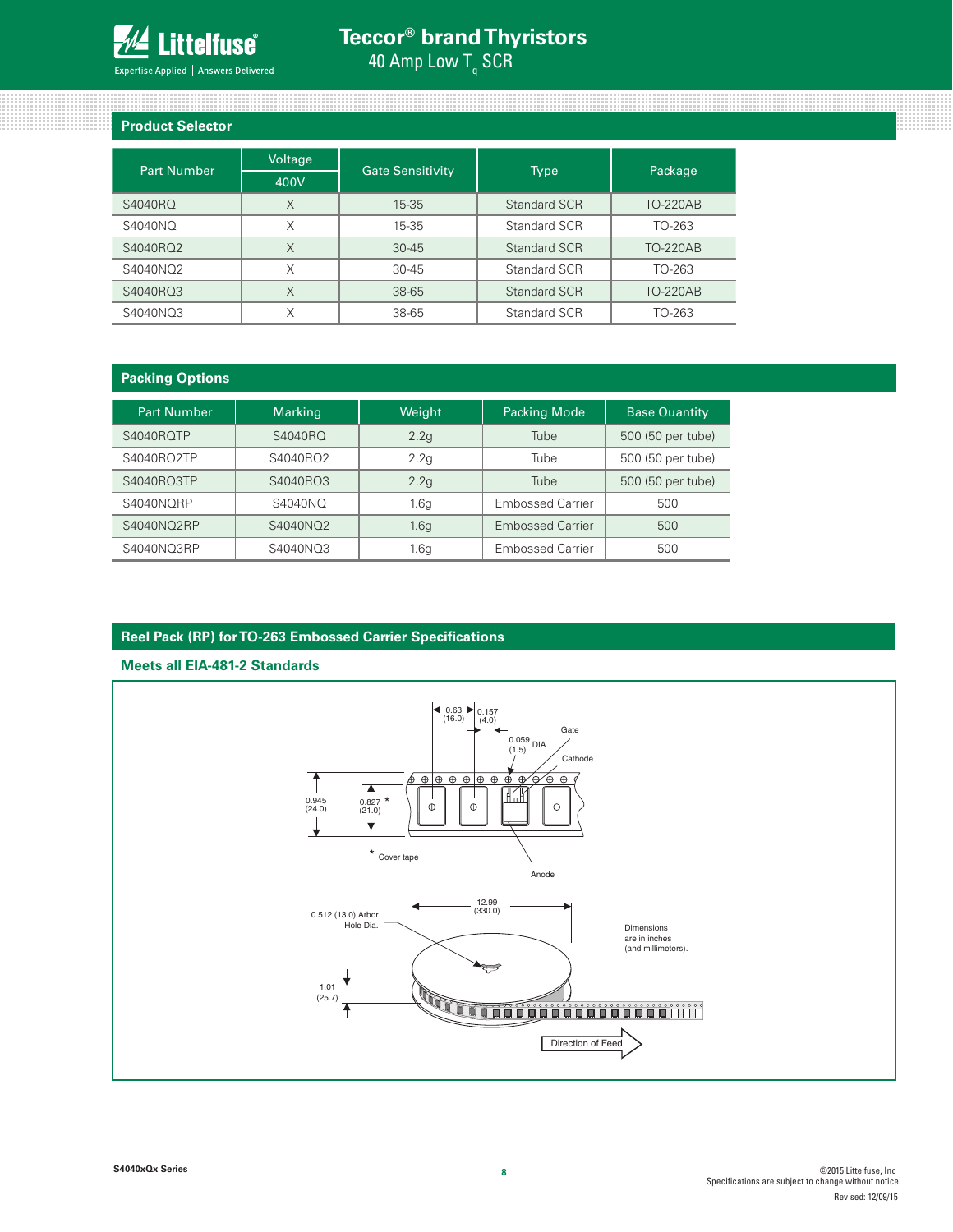## Product Selector

| Part Number | Voltage | Gate Sensitivity | Type | Package |
|---|---|---|---|---|
| | 400V | | | |
| S4040RQ | X | 15-35 | Standard SCR | TO-220AB |
| S4040NQ | X | 15-35 | Standard SCR | TO-263 |
| S4040RQ2 | X | 30-45 | Standard SCR | TO-220AB |
| S4040NQ2 | X | 30-45 | Standard SCR | TO-263 |
| S4040RQ3 | X | 38-65 | Standard SCR | TO-220AB |
| S4040NQ3 | X | 38-65 | Standard SCR | TO-263 |

## Packing Options

| Part Number | Marking | Weight | Packing Mode | Base Quantity |
|---|---|---|---|---|
| S4040RQTP | S4040RQ | 2.2g | Tube | 500 (50 per tube) |
| S4040RQ2TP | S4040RQ2 | 2.2g | Tube | 500 (50 per tube) |
| S4040RQ3TP | S4040RQ3 | 2.2g | Tube | 500 (50 per tube) |
| S4040NQRP | S4040NQ | 1.6g | Embossed Carrier | 500 |
| S4040NQ2RP | S4040NQ2 | 1.6g | Embossed Carrier | 500 |
| S4040NQ3RP | S4040NQ3 | 1.6g | Embossed Carrier | 500 |

## Reel Pack (RP) for TO-263 Embossed Carrier Specifications

### Meets all EIA-481-2 Standards

0.63 (16.0)
0.157 (4.0)
0.059 (1.5) DIA
Gate
Cathode
0.945 (24.0)
0.827 (21.0) *
* Cover tape
Anode
0.512 (13.0) Arbor Hole Dia.
12.99 (330.0)
Dimensions are in inches (and millimeters).
1.01 (25.7)
Direction of Feed